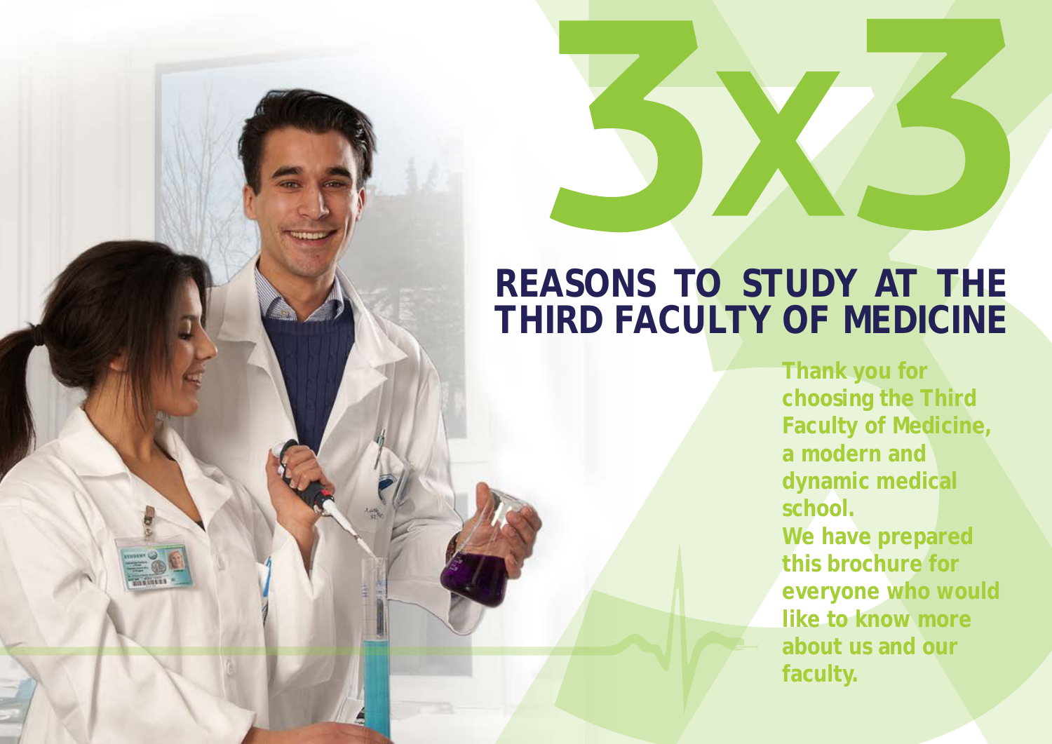# 3x3

## REASONS TO STUDY AT THE THIRD FACULTY OF MEDICINE

**Thank you for choosing the Third Faculty of Medicine, a modern and dynamic medical school.**
**We have prepared this brochure for everyone who would like to know more about us and our faculty.**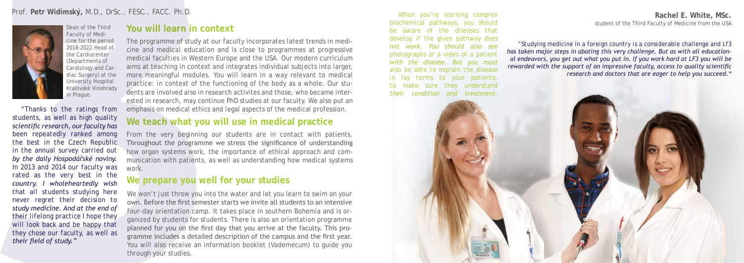Prof. **Petr Widimský,** M.D., DrSc., FESC., FACC. Ph.D.

Dean of the Third Faculty of Medicine for the period 2018-2022. Head of the Cardiocenter (Departments of Cardiology and Cardiac Surgery) at the University Hospital Kralovské Vinohrady in Prague.

*"Thanks to the ratings from students, as well as high quality scientific research, our faculty has been repeatedly ranked among the best in the Czech Republic in the annual survey carried out by the daily Hospodářské noviny. In 2013 and 2014 our faculty was rated as the very best in the country. I wholeheartedly wish that all students studying here never regret their decision to study medicine. And at the end of their lifelong practice I hope they will look back and be happy that they chose our faculty, as well as their field of study."*

## You will learn in context

The programme of study at our faculty incorporates latest trends in medicine and medical education and is close to programmes at progressive medical faculties in Western Europe and the USA. Our modern curriculum aims at teaching in context and integrates individual subjects into larger, more meaningful modules. You will learn in a way relevant to medical practice: in context of the functioning of the body as a whole. Our students are involved also in research activites and those, who became interested in research, may continue PhD studies at our faculty. We also put an emphasis on medical ethics and legal aspects of the medical profession.

## We teach what you will use in medical practice

From the very beginning our students are in contact with patients. Throughout the programme we stress the significance of understanding how organ systems work, the importance of ethical approach and communication with patients, as well as understanding how medical systems work.

## We prepare you well for your studies

We won't just throw you into the water and let you learn to swim on your own. Before the first semester starts we invite all students to an intensive four-day orientation camp. It takes place in southern Bohemia and is organized by students for students. There is also an orientation programme planned for you on the first day that you arrive at the faculty. This programme includes a detailed description of the campus and the first year. You will also receive an information booklet (Vademecum) to guide you through your studies.

*When you're learning complex biochemical pathways, you should be aware of the diseases that develop if the given pathway does not work. You should also see photographs or a video of a patient with the disease. But you must also be able to explain the disease in lay terms to your patients, to make sure they understand their condition and treatment.*

**Rachel E. White, MSc.**
student of the Third Faculty of Medicine from the USA

*"Studying medicine in a foreign country is a considerable challenge and Lf3 has taken major steps in abating this very challenge. But as with all educational endeavors, you get out what you put in. If you work hard at LF3 you will be rewarded with the support of an impressive faculty, access to quality scientific research and doctors that are eager to help you succeed."*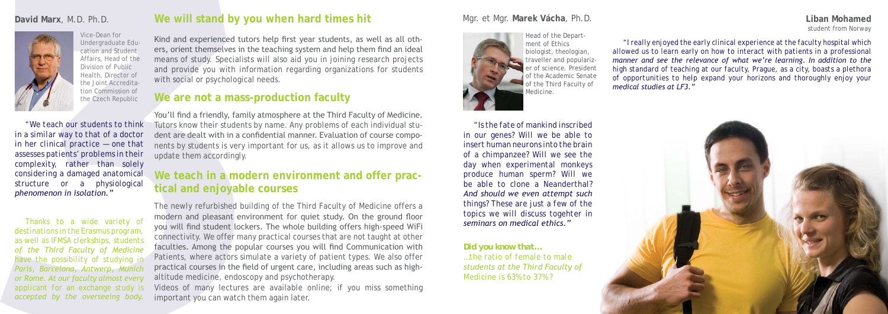**David Marx**, M.D. Ph.D.

Vice-Dean for Undergraduate Education and Student Affairs, Head of the Division of Public Health, Director of the Joint Accreditation Commission of the Czech Republic

*"We teach our students to think in a similar way to that of a doctor in her clinical practice — one that assesses patients' problems in their complexity, rather than solely considering a damaged anatomical structure or a physiological phenomenon in isolation."*

Thanks to a wide variety of destinations in the Erasmus program, as well as IFMSA clerkships, students of the Third Faculty of Medicine have the possibility of studying in Paris, Barcelona, Antwerp, Munich or Rome. At our faculty almost every applicant for an exchange study is accepted by the overseeing body.

## We will stand by you when hard times hit

Kind and experienced tutors help first year students, as well as all others, orient themselves in the teaching system and help them find an ideal means of study. Specialists will also aid you in joining research projects and provide you with information regarding organizations for students with social or psychological needs.

## We are not a mass-production faculty

You'll find a friendly, family atmosphere at the Third Faculty of Medicine. Tutors know their students by name. Any problems of each individual student are dealt with in a confidential manner. Evaluation of course components by students is very important for us, as it allows us to improve and update them accordingly.

## We teach in a modern environment and offer practical and enjoyable courses

The newly refurbished building of the Third Faculty of Medicine offers a modern and pleasant environment for quiet study. On the ground floor you will find student lockers. The whole building offers high-speed WiFi connectivity. We offer many practical courses that are not taught at other faculties. Among the popular courses you will find Communication with Patients, where actors simulate a variety of patient types. We also offer practical courses in the field of urgent care, including areas such as high-altitude medicine, endoscopy and psychotherapy.

Videos of many lectures are available online; if you miss something important you can watch them again later.

Mgr. et Mgr. **Marek Vácha**, Ph.D.

Head of the Department of Ethics biologist, theologian, traveller and popularizer of science. President of the Academic Senate of the Third Faculty of Medicine.

*"Is the fate of mankind inscribed in our genes? Will we be able to insert human neurons into the brain of a chimpanzee? Will we see the day when experimental monkeys produce human sperm? Will we be able to clone a Neanderthal? And should we even attempt such things? These are just a few of the topics we will discuss togehter in seminars on medical ethics."*

**Did you know that...**

...the ratio of female to male students at the Third Faculty of Medicine is 63% to 37%?

**Liban Mohamed**
student from Norway

*"I really enjoyed the early clinical experience at the faculty hospital which allowed us to learn early on how to interact with patients in a professional manner and see the relevance of what we're learning. In addition to the high standard of teaching at our faculty, Prague, as a city, boasts a plethora of opportunities to help expand your horizons and thoroughly enjoy your medical studies at LF3."*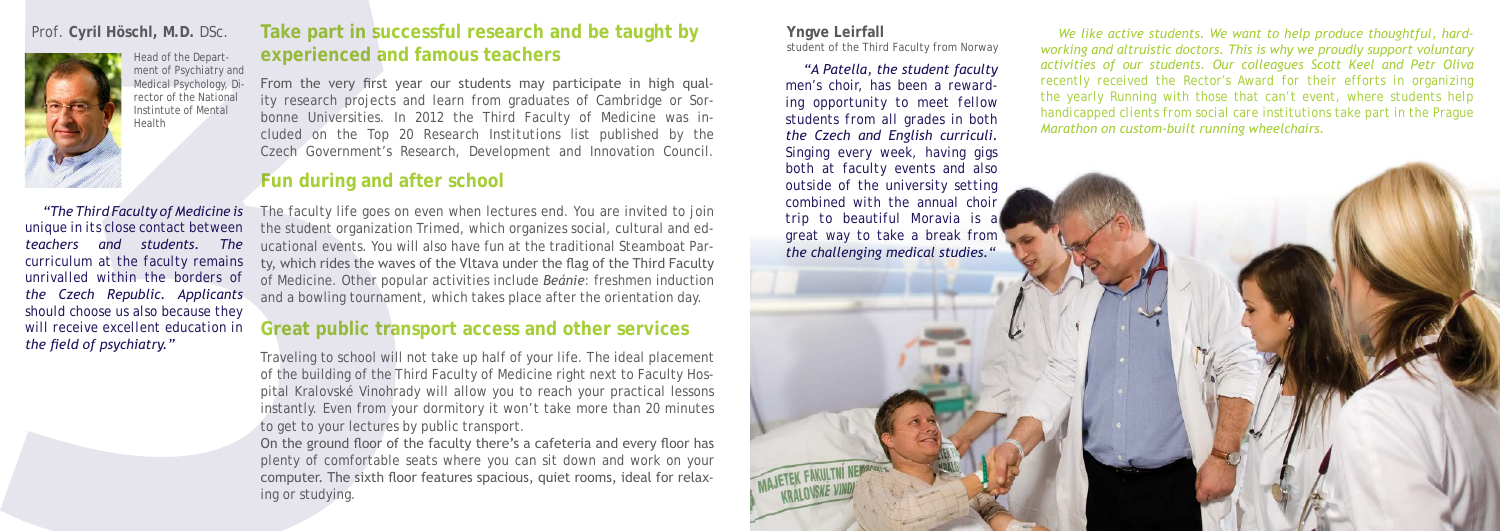Prof. **Cyril Höschl, M.D.** DSc.

Head of the Department of Psychiatry and Medical Psychology, Director of the National Instintute of Mental Health

*"The Third Faculty of Medicine is unique in its close contact between teachers and students. The curriculum at the faculty remains unrivalled within the borders of the Czech Republic. Applicants should choose us also because they will receive excellent education in the field of psychiatry."*

## Take part in successful research and be taught by experienced and famous teachers

From the very first year our students may participate in high quality research projects and learn from graduates of Cambridge or Sorbonne Universities. In 2012 the Third Faculty of Medicine was included on the Top 20 Research Institutions list published by the Czech Government's Research, Development and Innovation Council.

## Fun during and after school

The faculty life goes on even when lectures end. You are invited to join the student organization Trimed, which organizes social, cultural and educational events. You will also have fun at the traditional Steamboat Party, which rides the waves of the Vltava under the flag of the Third Faculty of Medicine. Other popular activities include *Beánie*: freshmen induction and a bowling tournament, which takes place after the orientation day.

## Great public transport access and other services

Traveling to school will not take up half of your life. The ideal placement of the building of the Third Faculty of Medicine right next to Faculty Hospital Kralovské Vinohrady will allow you to reach your practical lessons instantly. Even from your dormitory it won't take more than 20 minutes to get to your lectures by public transport.

On the ground floor of the faculty there's a cafeteria and every floor has plenty of comfortable seats where you can sit down and work on your computer. The sixth floor features spacious, quiet rooms, ideal for relaxing or studying.

**Yngve Leirfall**
student of the Third Faculty from Norway

*"A Patella, the student faculty men's choir, has been a rewarding opportunity to meet fellow students from all grades in both the Czech and English curriculi. Singing every week, having gigs both at faculty events and also outside of the university setting combined with the annual choir trip to beautiful Moravia is a great way to take a break from the challenging medical studies."*

*We like active students. We want to help produce thoughtful, hardworking and altruistic doctors. This is why we proudly support voluntary activities of our students. Our colleagues Scott Keel and Petr Oliva* recently received the Rector's Award for their efforts in organizing the yearly Running with those that can't event, where students help handicapped clients from social care institutions take part in the Prague *Marathon on custom-built running wheelchairs.*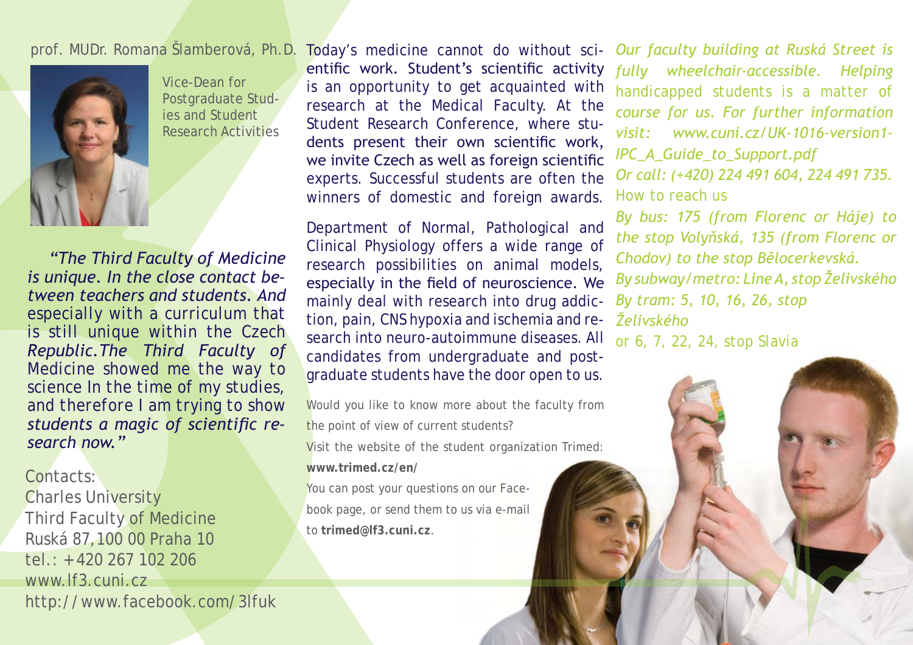prof. MUDr. Romana Šlamberová, Ph.D.

Vice-Dean for Postgraduate Studies and Student Research Activities

*"The Third Faculty of Medicine is unique. In the close contact between teachers and students. And* especially with a curriculum that is still unique within the Czech *Republic.The Third Faculty of* Medicine showed me the way to science In the time of my studies, and therefore I am trying to show *students a magic of scientific research now."*

Contacts:
Charles University
Third Faculty of Medicine
Ruská 87, 100 00 Praha 10
tel.: +420 267 102 206
www.lf3.cuni.cz
http://www.facebook.com/3lfuk

Today's medicine cannot do without scientific work. Student's scientific activity is an opportunity to get acquainted with research at the Medical Faculty. At the Student Research Conference, where students present their own scientific work, we invite Czech as well as foreign scientific experts. Successful students are often the winners of domestic and foreign awards.

Department of Normal, Pathological and Clinical Physiology offers a wide range of research possibilities on animal models, especially in the field of neuroscience. We mainly deal with research into drug addiction, pain, CNS hypoxia and ischemia and research into neuro-autoimmune diseases. All candidates from undergraduate and postgraduate students have the door open to us.

Would you like to know more about the faculty from the point of view of current students?
Visit the website of the student organization Trimed:
**www.trimed.cz/en/**
You can post your questions on our Facebook page, or send them to us via e-mail to **trimed@lf3.cuni.cz**.

*Our faculty building at Ruská Street is fully wheelchair-accessible. Helping* handicapped students is a matter of *course for us. For further information visit: www.cuni.cz/UK-1016-version1-IPC_A_Guide_to_Support.pdf*
*Or call: (+420) 224 491 604, 224 491 735.*

How to reach us

*By bus: 175 (from Florenc or Háje) to the stop Volyňská, 135 (from Florenc or Chodov) to the stop Bělocerkevská.*
*By subway/metro: Line A, stop Želivského*
*By tram: 5, 10, 16, 26, stop Želivského*
or 6, 7, 22, 24, stop Slavia